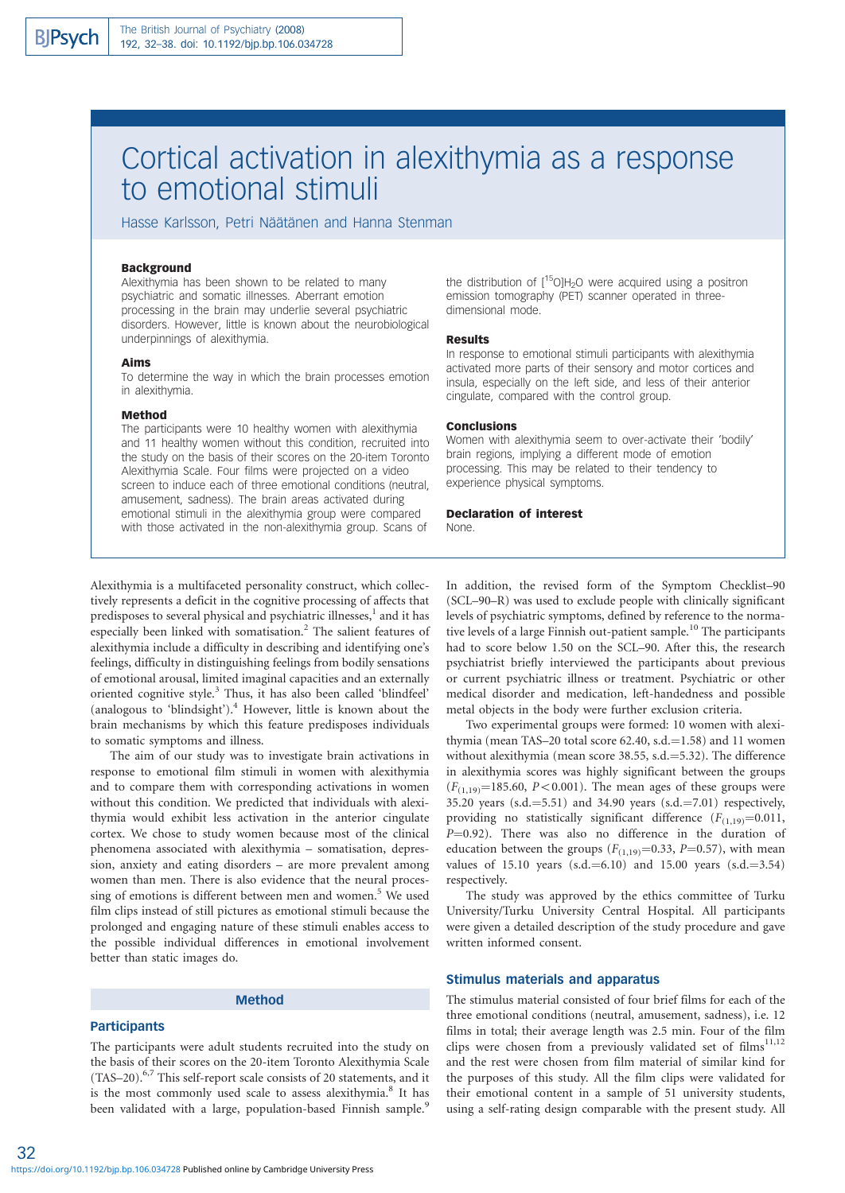# Cortical activation in alexithymia as a response to emotional stimuli

Hasse Karlsson, Petri Näätänen and Hanna Stenman

### Background

Alexithymia has been shown to be related to many psychiatric and somatic illnesses. Aberrant emotion processing in the brain may underlie several psychiatric disorders. However, little is known about the neurobiological underpinnings of alexithymia.

### Aims

To determine the way in which the brain processes emotion in alexithymia.

### Method

The participants were 10 healthy women with alexithymia and 11 healthy women without this condition, recruited into the study on the basis of their scores on the 20-item Toronto Alexithymia Scale. Four films were projected on a video screen to induce each of three emotional conditions (neutral, amusement, sadness). The brain areas activated during emotional stimuli in the alexithymia group were compared with those activated in the non-alexithymia group. Scans of the distribution of $[^{15}O]H_2O$ were acquired using a positron emission tomography (PET) scanner operated in three-dimensional mode.

### Results

In response to emotional stimuli participants with alexithymia activated more parts of their sensory and motor cortices and insula, especially on the left side, and less of their anterior cingulate, compared with the control group.

### Conclusions

Women with alexithymia seem to over-activate their 'bodily' brain regions, implying a different mode of emotion processing. This may be related to their tendency to experience physical symptoms.

### Declaration of interest

None.

Alexithymia is a multifaceted personality construct, which collectively represents a deficit in the cognitive processing of affects that predisposes to several physical and psychiatric illnesses,[1] and it has especially been linked with somatisation.[2] The salient features of alexithymia include a difficulty in describing and identifying one's feelings, difficulty in distinguishing feelings from bodily sensations of emotional arousal, limited imaginal capacities and an externally oriented cognitive style.[3] Thus, it has also been called 'blindfeel' (analogous to 'blindsight').[4] However, little is known about the brain mechanisms by which this feature predisposes individuals to somatic symptoms and illness.

The aim of our study was to investigate brain activations in response to emotional film stimuli in women with alexithymia and to compare them with corresponding activations in women without this condition. We predicted that individuals with alexithymia would exhibit less activation in the anterior cingulate cortex. We chose to study women because most of the clinical phenomena associated with alexithymia – somatisation, depression, anxiety and eating disorders – are more prevalent among women than men. There is also evidence that the neural processing of emotions is different between men and women.[5] We used film clips instead of still pictures as emotional stimuli because the prolonged and engaging nature of these stimuli enables access to the possible individual differences in emotional involvement better than static images do.

## Method

### Participants

The participants were adult students recruited into the study on the basis of their scores on the 20-item Toronto Alexithymia Scale (TAS–20).[6,7] This self-report scale consists of 20 statements, and it is the most commonly used scale to assess alexithymia.[8] It has been validated with a large, population-based Finnish sample.[9] In addition, the revised form of the Symptom Checklist–90 (SCL–90–R) was used to exclude people with clinically significant levels of psychiatric symptoms, defined by reference to the normative levels of a large Finnish out-patient sample.[10] The participants had to score below 1.50 on the SCL–90. After this, the research psychiatrist briefly interviewed the participants about previous or current psychiatric illness or treatment. Psychiatric or other medical disorder and medication, left-handedness and possible metal objects in the body were further exclusion criteria.

Two experimental groups were formed: 10 women with alexithymia (mean TAS–20 total score 62.40, s.d.=1.58) and 11 women without alexithymia (mean score 38.55, s.d.=5.32). The difference in alexithymia scores was highly significant between the groups ($F_{(1,19)}=185.60$, $P<0.001$). The mean ages of these groups were 35.20 years (s.d.=5.51) and 34.90 years (s.d.=7.01) respectively, providing no statistically significant difference ($F_{(1,19)}=0.011$, $P=0.92$). There was also no difference in the duration of education between the groups ($F_{(1,19)}=0.33$, $P=0.57$), with mean values of 15.10 years (s.d.=6.10) and 15.00 years (s.d.=3.54) respectively.

The study was approved by the ethics committee of Turku University/Turku University Central Hospital. All participants were given a detailed description of the study procedure and gave written informed consent.

### Stimulus materials and apparatus

The stimulus material consisted of four brief films for each of the three emotional conditions (neutral, amusement, sadness), i.e. 12 films in total; their average length was 2.5 min. Four of the film clips were chosen from a previously validated set of films[11,12] and the rest were chosen from film material of similar kind for the purposes of this study. All the film clips were validated for their emotional content in a sample of 51 university students, using a self-rating design comparable with the present study. All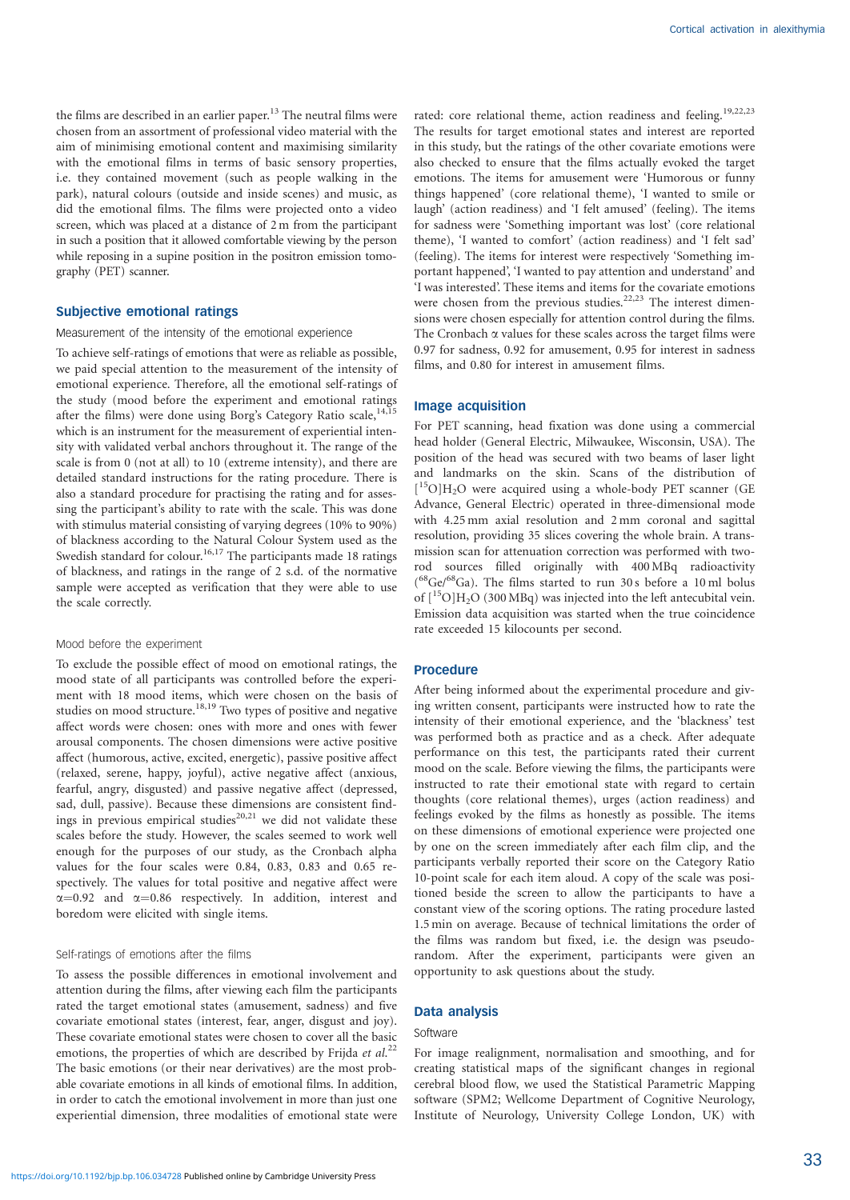the films are described in an earlier paper.[13] The neutral films were chosen from an assortment of professional video material with the aim of minimising emotional content and maximising similarity with the emotional films in terms of basic sensory properties, i.e. they contained movement (such as people walking in the park), natural colours (outside and inside scenes) and music, as did the emotional films. The films were projected onto a video screen, which was placed at a distance of 2 m from the participant in such a position that it allowed comfortable viewing by the person while reposing in a supine position in the positron emission tomography (PET) scanner.

## Subjective emotional ratings

### Measurement of the intensity of the emotional experience

To achieve self-ratings of emotions that were as reliable as possible, we paid special attention to the measurement of the intensity of emotional experience. Therefore, all the emotional self-ratings of the study (mood before the experiment and emotional ratings after the films) were done using Borg's Category Ratio scale,[14,15] which is an instrument for the measurement of experiential intensity with validated verbal anchors throughout it. The range of the scale is from 0 (not at all) to 10 (extreme intensity), and there are detailed standard instructions for the rating procedure. There is also a standard procedure for practising the rating and for assessing the participant's ability to rate with the scale. This was done with stimulus material consisting of varying degrees (10% to 90%) of blackness according to the Natural Colour System used as the Swedish standard for colour.[16,17] The participants made 18 ratings of blackness, and ratings in the range of 2 s.d. of the normative sample were accepted as verification that they were able to use the scale correctly.

### Mood before the experiment

To exclude the possible effect of mood on emotional ratings, the mood state of all participants was controlled before the experiment with 18 mood items, which were chosen on the basis of studies on mood structure.[18,19] Two types of positive and negative affect words were chosen: ones with more and ones with fewer arousal components. The chosen dimensions were active positive affect (humorous, active, excited, energetic), passive positive affect (relaxed, serene, happy, joyful), active negative affect (anxious, fearful, angry, disgusted) and passive negative affect (depressed, sad, dull, passive). Because these dimensions are consistent findings in previous empirical studies[20,21] we did not validate these scales before the study. However, the scales seemed to work well enough for the purposes of our study, as the Cronbach alpha values for the four scales were 0.84, 0.83, 0.83 and 0.65 respectively. The values for total positive and negative affect were $\alpha$=0.92 and $\alpha$=0.86 respectively. In addition, interest and boredom were elicited with single items.

### Self-ratings of emotions after the films

To assess the possible differences in emotional involvement and attention during the films, after viewing each film the participants rated the target emotional states (amusement, sadness) and five covariate emotional states (interest, fear, anger, disgust and joy). These covariate emotional states were chosen to cover all the basic emotions, the properties of which are described by Frijda *et al.*[22] The basic emotions (or their near derivatives) are the most probable covariate emotions in all kinds of emotional films. In addition, in order to catch the emotional involvement in more than just one experiential dimension, three modalities of emotional state were rated: core relational theme, action readiness and feeling.[19,22,23] The results for target emotional states and interest are reported in this study, but the ratings of the other covariate emotions were also checked to ensure that the films actually evoked the target emotions. The items for amusement were 'Humorous or funny things happened' (core relational theme), 'I wanted to smile or laugh' (action readiness) and 'I felt amused' (feeling). The items for sadness were 'Something important was lost' (core relational theme), 'I wanted to comfort' (action readiness) and 'I felt sad' (feeling). The items for interest were respectively 'Something important happened', 'I wanted to pay attention and understand' and 'I was interested'. These items and items for the covariate emotions were chosen from the previous studies.[22,23] The interest dimensions were chosen especially for attention control during the films. The Cronbach $\alpha$ values for these scales across the target films were 0.97 for sadness, 0.92 for amusement, 0.95 for interest in sadness films, and 0.80 for interest in amusement films.

## Image acquisition

For PET scanning, head fixation was done using a commercial head holder (General Electric, Milwaukee, Wisconsin, USA). The position of the head was secured with two beams of laser light and landmarks on the skin. Scans of the distribution of $[^{15}O]H_2O$ were acquired using a whole-body PET scanner (GE Advance, General Electric) operated in three-dimensional mode with 4.25 mm axial resolution and 2 mm coronal and sagittal resolution, providing 35 slices covering the whole brain. A transmission scan for attenuation correction was performed with two-rod sources filled originally with 400 MBq radioactivity ($^{68}Ge/^{68}Ga$). The films started to run 30 s before a 10 ml bolus of $[^{15}O]H_2O$ (300 MBq) was injected into the left antecubital vein. Emission data acquisition was started when the true coincidence rate exceeded 15 kilocounts per second.

## Procedure

After being informed about the experimental procedure and giving written consent, participants were instructed how to rate the intensity of their emotional experience, and the 'blackness' test was performed both as practice and as a check. After adequate performance on this test, the participants rated their current mood on the scale. Before viewing the films, the participants were instructed to rate their emotional state with regard to certain thoughts (core relational themes), urges (action readiness) and feelings evoked by the films as honestly as possible. The items on these dimensions of emotional experience were projected one by one on the screen immediately after each film clip, and the participants verbally reported their score on the Category Ratio 10-point scale for each item aloud. A copy of the scale was positioned beside the screen to allow the participants to have a constant view of the scoring options. The rating procedure lasted 1.5 min on average. Because of technical limitations the order of the films was random but fixed, i.e. the design was pseudo-random. After the experiment, participants were given an opportunity to ask questions about the study.

## Data analysis

### Software

For image realignment, normalisation and smoothing, and for creating statistical maps of the significant changes in regional cerebral blood flow, we used the Statistical Parametric Mapping software (SPM2; Wellcome Department of Cognitive Neurology, Institute of Neurology, University College London, UK) with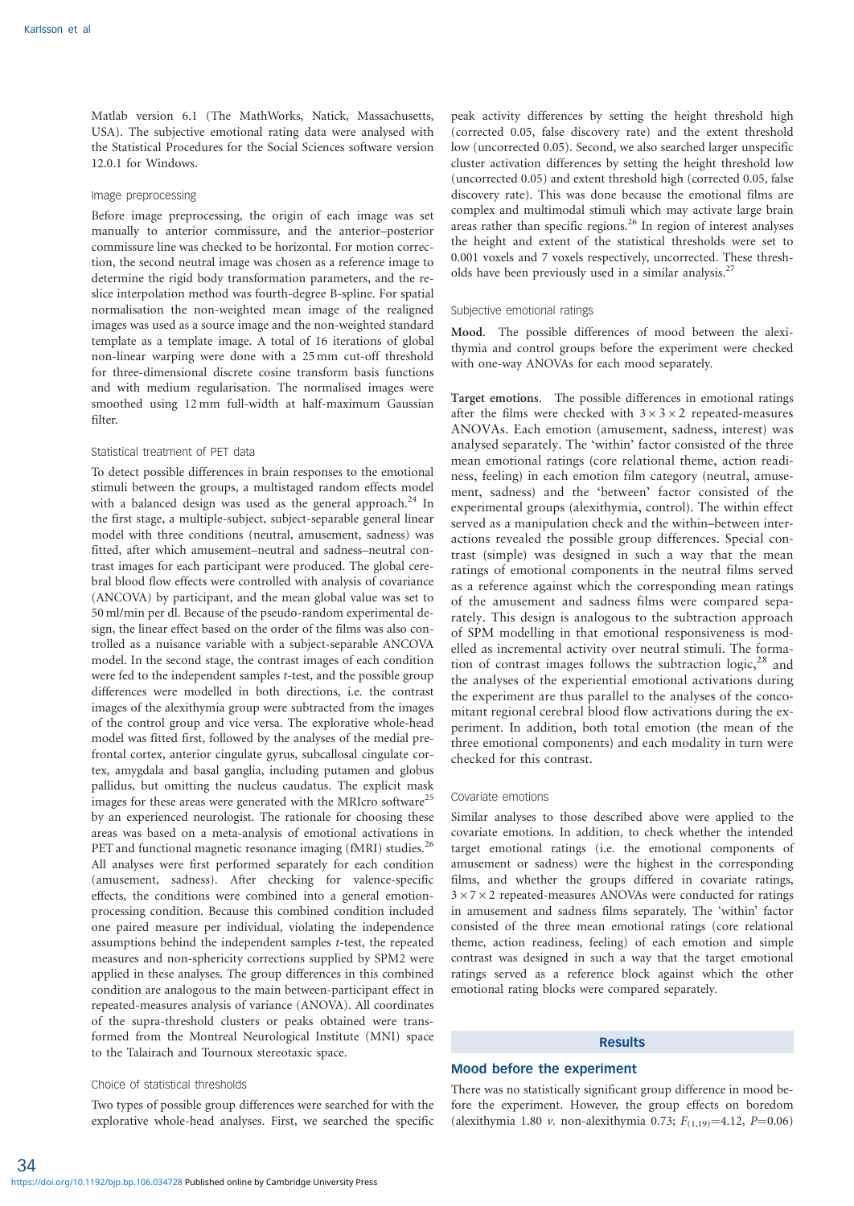Matlab version 6.1 (The MathWorks, Natick, Massachusetts, USA). The subjective emotional rating data were analysed with the Statistical Procedures for the Social Sciences software version 12.0.1 for Windows.

### Image preprocessing

Before image preprocessing, the origin of each image was set manually to anterior commissure, and the anterior–posterior commissure line was checked to be horizontal. For motion correction, the second neutral image was chosen as a reference image to determine the rigid body transformation parameters, and the reslice interpolation method was fourth-degree B-spline. For spatial normalisation the non-weighted mean image of the realigned images was used as a source image and the non-weighted standard template as a template image. A total of 16 iterations of global non-linear warping were done with a 25 mm cut-off threshold for three-dimensional discrete cosine transform basis functions and with medium regularisation. The normalised images were smoothed using 12 mm full-width at half-maximum Gaussian filter.

### Statistical treatment of PET data

To detect possible differences in brain responses to the emotional stimuli between the groups, a multistaged random effects model with a balanced design was used as the general approach.[24] In the first stage, a multiple-subject, subject-separable general linear model with three conditions (neutral, amusement, sadness) was fitted, after which amusement–neutral and sadness–neutral contrast images for each participant were produced. The global cerebral blood flow effects were controlled with analysis of covariance (ANCOVA) by participant, and the mean global value was set to 50 ml/min per dl. Because of the pseudo-random experimental design, the linear effect based on the order of the films was also controlled as a nuisance variable with a subject-separable ANCOVA model. In the second stage, the contrast images of each condition were fed to the independent samples *t*-test, and the possible group differences were modelled in both directions, i.e. the contrast images of the alexithymia group were subtracted from the images of the control group and vice versa. The explorative whole-head model was fitted first, followed by the analyses of the medial prefrontal cortex, anterior cingulate gyrus, subcallosal cingulate cortex, amygdala and basal ganglia, including putamen and globus pallidus, but omitting the nucleus caudatus. The explicit mask images for these areas were generated with the MRIcro software[25] by an experienced neurologist. The rationale for choosing these areas was based on a meta-analysis of emotional activations in PET and functional magnetic resonance imaging (fMRI) studies.[26] All analyses were first performed separately for each condition (amusement, sadness). After checking for valence-specific effects, the conditions were combined into a general emotion-processing condition. Because this combined condition included one paired measure per individual, violating the independence assumptions behind the independent samples *t*-test, the repeated measures and non-sphericity corrections supplied by SPM2 were applied in these analyses. The group differences in this combined condition are analogous to the main between-participant effect in repeated-measures analysis of variance (ANOVA). All coordinates of the supra-threshold clusters or peaks obtained were transformed from the Montreal Neurological Institute (MNI) space to the Talairach and Tournoux stereotaxic space.

### Choice of statistical thresholds

Two types of possible group differences were searched for with the explorative whole-head analyses. First, we searched the specific peak activity differences by setting the height threshold high (corrected 0.05, false discovery rate) and the extent threshold low (uncorrected 0.05). Second, we also searched larger unspecific cluster activation differences by setting the height threshold low (uncorrected 0.05) and extent threshold high (corrected 0.05, false discovery rate). This was done because the emotional films are complex and multimodal stimuli which may activate large brain areas rather than specific regions.[26] In region of interest analyses the height and extent of the statistical thresholds were set to 0.001 voxels and 7 voxels respectively, uncorrected. These thresholds have been previously used in a similar analysis.[27]

### Subjective emotional ratings

**Mood**. The possible differences of mood between the alexithymia and control groups before the experiment were checked with one-way ANOVAs for each mood separately.

**Target emotions**. The possible differences in emotional ratings after the films were checked with $3 \times 3 \times 2$ repeated-measures ANOVAs. Each emotion (amusement, sadness, interest) was analysed separately. The 'within' factor consisted of the three mean emotional ratings (core relational theme, action readiness, feeling) in each emotion film category (neutral, amusement, sadness) and the 'between' factor consisted of the experimental groups (alexithymia, control). The within effect served as a manipulation check and the within–between interactions revealed the possible group differences. Special contrast (simple) was designed in such a way that the mean ratings of emotional components in the neutral films served as a reference against which the corresponding mean ratings of the amusement and sadness films were compared separately. This design is analogous to the subtraction approach of SPM modelling in that emotional responsiveness is modelled as incremental activity over neutral stimuli. The formation of contrast images follows the subtraction logic,[28] and the analyses of the experiential emotional activations during the experiment are thus parallel to the analyses of the concomitant regional cerebral blood flow activations during the experiment. In addition, both total emotion (the mean of the three emotional components) and each modality in turn were checked for this contrast.

### Covariate emotions

Similar analyses to those described above were applied to the covariate emotions. In addition, to check whether the intended target emotional ratings (i.e. the emotional components of amusement or sadness) were the highest in the corresponding films, and whether the groups differed in covariate ratings, $3 \times 7 \times 2$ repeated-measures ANOVAs were conducted for ratings in amusement and sadness films separately. The 'within' factor consisted of the three mean emotional ratings (core relational theme, action readiness, feeling) of each emotion and simple contrast was designed in such a way that the target emotional ratings served as a reference block against which the other emotional rating blocks were compared separately.

# Results

## Mood before the experiment

There was no statistically significant group difference in mood before the experiment. However, the group effects on boredom (alexithymia 1.80 *v.* non-alexithymia 0.73; $F_{(1,19)}=4.12$, $P=0.06$)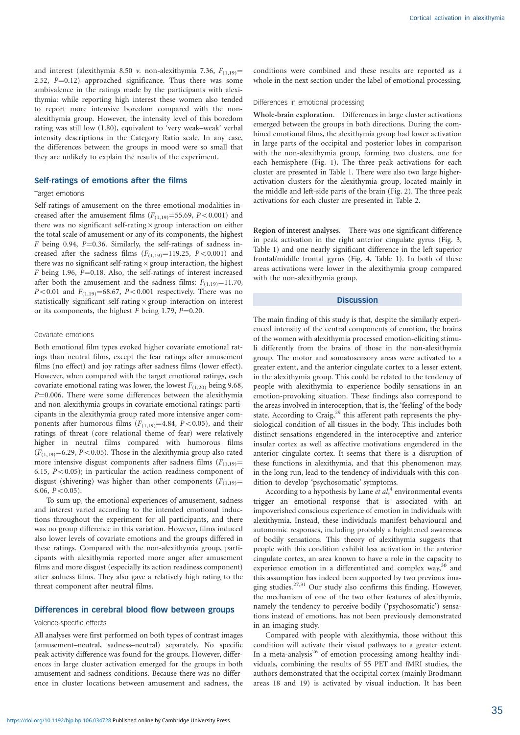and interest (alexithymia 8.50 *v.* non-alexithymia 7.36, $F_{(1,19)}$= 2.52, $P$=0.12) approached significance. Thus there was some ambivalence in the ratings made by the participants with alexithymia: while reporting high interest these women also tended to report more intensive boredom compared with the non-alexithymia group. However, the intensity level of this boredom rating was still low (1.80), equivalent to 'very weak–weak' verbal intensity descriptions in the Category Ratio scale. In any case, the differences between the groups in mood were so small that they are unlikely to explain the results of the experiment.

## Self-ratings of emotions after the films

### Target emotions

Self-ratings of amusement on the three emotional modalities increased after the amusement films ($F_{(1,19)}$=55.69, $P<0.001$) and there was no significant self-rating × group interaction on either the total scale of amusement or any of its components, the highest $F$ being 0.94, $P$=0.36. Similarly, the self-ratings of sadness increased after the sadness films ($F_{(1,19)}$=119.25, $P<0.001$) and there was no significant self-rating × group interaction, the highest $F$ being 1.96, $P$=0.18. Also, the self-ratings of interest increased after both the amusement and the sadness films: $F_{(1,19)}$=11.70, $P<0.01$ and $F_{(1,19)}$=68.67, $P<0.001$ respectively. There was no statistically significant self-rating × group interaction on interest or its components, the highest $F$ being 1.79, $P$=0.20.

### Covariate emotions

Both emotional film types evoked higher covariate emotional ratings than neutral films, except the fear ratings after amusement films (no effect) and joy ratings after sadness films (lower effect). However, when compared with the target emotional ratings, each covariate emotional rating was lower, the lowest $F_{(1,20)}$ being 9.68, $P$=0.006. There were some differences between the alexithymia and non-alexithymia groups in covariate emotional ratings: participants in the alexithymia group rated more intensive anger components after humorous films ($F_{(1,19)}$=4.84, $P<0.05$), and their ratings of threat (core relational theme of fear) were relatively high in neutral films compared with humorous films ($F_{(1,19)}$=6.29, $P<0.05$). Those in the alexithymia group also rated more intensive disgust components after sadness films ($F_{(1,19)}$= 6.15, $P<0.05$); in particular the action readiness component of disgust (shivering) was higher than other components ($F_{(1,19)}$= 6.06, $P<0.05$).

To sum up, the emotional experiences of amusement, sadness and interest varied according to the intended emotional inductions throughout the experiment for all participants, and there was no group difference in this variation. However, films induced also lower levels of covariate emotions and the groups differed in these ratings. Compared with the non-alexithymia group, participants with alexithymia reported more anger after amusement films and more disgust (especially its action readiness component) after sadness films. They also gave a relatively high rating to the threat component after neutral films.

## Differences in cerebral blood flow between groups

### Valence-specific effects

All analyses were first performed on both types of contrast images (amusement–neutral, sadness–neutral) separately. No specific peak activity difference was found for the groups. However, differences in large cluster activation emerged for the groups in both amusement and sadness conditions. Because there was no difference in cluster locations between amusement and sadness, the conditions were combined and these results are reported as a whole in the next section under the label of emotional processing.

### Differences in emotional processing

**Whole-brain exploration.** Differences in large cluster activations emerged between the groups in both directions. During the combined emotional films, the alexithymia group had lower activation in large parts of the occipital and posterior lobes in comparison with the non-alexithymia group, forming two clusters, one for each hemisphere (Fig. 1). The three peak activations for each cluster are presented in Table 1. There were also two large higher-activation clusters for the alexithymia group, located mainly in the middle and left-side parts of the brain (Fig. 2). The three peak activations for each cluster are presented in Table 2.

**Region of interest analyses.** There was one significant difference in peak activation in the right anterior cingulate gyrus (Fig. 3, Table 1) and one nearly significant difference in the left superior frontal/middle frontal gyrus (Fig. 4, Table 1). In both of these areas activations were lower in the alexithymia group compared with the non-alexithymia group.

## Discussion

The main finding of this study is that, despite the similarly experienced intensity of the central components of emotion, the brains of the women with alexithymia processed emotion-eliciting stimuli differently from the brains of those in the non-alexithymia group. The motor and somatosensory areas were activated to a greater extent, and the anterior cingulate cortex to a lesser extent, in the alexithymia group. This could be related to the tendency of people with alexithymia to experience bodily sensations in an emotion-provoking situation. These findings also correspond to the areas involved in interoception, that is, the 'feeling' of the body state. According to Craig,[29] this afferent path represents the physiological condition of all tissues in the body. This includes both distinct sensations engendered in the interoceptive and anterior insular cortex as well as affective motivations engendered in the anterior cingulate cortex. It seems that there is a disruption of these functions in alexithymia, and that this phenomenon may, in the long run, lead to the tendency of individuals with this condition to develop 'psychosomatic' symptoms.

According to a hypothesis by Lane *et al*,[4] environmental events trigger an emotional response that is associated with an impoverished conscious experience of emotion in individuals with alexithymia. Instead, these individuals manifest behavioural and autonomic responses, including probably a heightened awareness of bodily sensations. This theory of alexithymia suggests that people with this condition exhibit less activation in the anterior cingulate cortex, an area known to have a role in the capacity to experience emotion in a differentiated and complex way,[30] and this assumption has indeed been supported by two previous imaging studies.[27,31] Our study also confirms this finding. However, the mechanism of one of the two other features of alexithymia, namely the tendency to perceive bodily ('psychosomatic') sensations instead of emotions, has not been previously demonstrated in an imaging study.

Compared with people with alexithymia, those without this condition will activate their visual pathways to a greater extent. In a meta-analysis[26] of emotion processing among healthy individuals, combining the results of 55 PET and fMRI studies, the authors demonstrated that the occipital cortex (mainly Brodmann areas 18 and 19) is activated by visual induction. It has been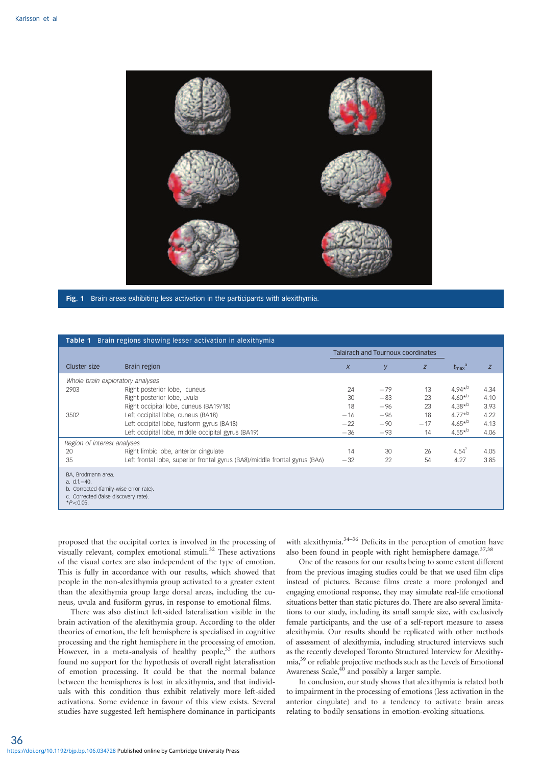Fig. 1 Brain areas exhibiting less activation in the participants with alexithymia.

**Table 1** Brain regions showing lesser activation in alexithymia

| Cluster size | Brain region | Talairach and Tournoux coordinates | | | $t_{max}$[a] | z |
|---|---|---|---|---|---|---|
| | | x | y | z | | |
| *Whole brain exploratory analyses* | | | | | | |
| 2903 | Right posterior lobe, cuneus | 24 | −79 | 13 | 4.94*[b] | 4.34 |
| | Right posterior lobe, uvula | 30 | −83 | 23 | 4.60*[b] | 4.10 |
| | Right occipital lobe, cuneus (BA19/18) | 18 | −96 | 23 | 4.38*[b] | 3.93 |
| 3502 | Left occipital lobe, cuneus (BA18) | −16 | −96 | 18 | 4.77*[b] | 4.22 |
| | Left occipital lobe, fusiform gyrus (BA18) | −22 | −90 | −17 | 4.65*[b] | 4.13 |
| | Left occipital lobe, middle occipital gyrus (BA19) | −36 | −93 | 14 | 4.55*[b] | 4.06 |
| *Region of interest analyses* | | | | | | |
| 20 | Right limbic lobe, anterior cingulate | 14 | 30 | 26 | 4.54[c] | 4.05 |
| 35 | Left frontal lobe, superior frontal gyrus (BA8)/middle frontal gyrus (BA6) | −32 | 22 | 54 | 4.27 | 3.85 |

BA, Brodmann area.
a. d.f.=40.
b. Corrected (family-wise error rate).
c. Corrected (false discovery rate).
*$P<0.05$.

proposed that the occipital cortex is involved in the processing of visually relevant, complex emotional stimuli.[32] These activations of the visual cortex are also independent of the type of emotion. This is fully in accordance with our results, which showed that people in the non-alexithymia group activated to a greater extent than the alexithymia group large dorsal areas, including the cuneus, uvula and fusiform gyrus, in response to emotional films.

There was also distinct left-sided lateralisation visible in the brain activation of the alexithymia group. According to the older theories of emotion, the left hemisphere is specialised in cognitive processing and the right hemisphere in the processing of emotion. However, in a meta-analysis of healthy people,[33] the authors found no support for the hypothesis of overall right lateralisation of emotion processing. It could be that the normal balance between the hemispheres is lost in alexithymia, and that individuals with this condition thus exhibit relatively more left-sided activations. Some evidence in favour of this view exists. Several studies have suggested left hemisphere dominance in participants with alexithymia.[34–36] Deficits in the perception of emotion have also been found in people with right hemisphere damage.[37,38]

One of the reasons for our results being to some extent different from the previous imaging studies could be that we used film clips instead of pictures. Because films create a more prolonged and engaging emotional response, they may simulate real-life emotional situations better than static pictures do. There are also several limitations to our study, including its small sample size, with exclusively female participants, and the use of a self-report measure to assess alexithymia. Our results should be replicated with other methods of assessment of alexithymia, including structured interviews such as the recently developed Toronto Structured Interview for Alexithymia,[39] or reliable projective methods such as the Levels of Emotional Awareness Scale,[40] and possibly a larger sample.

In conclusion, our study shows that alexithymia is related both to impairment in the processing of emotions (less activation in the anterior cingulate) and to a tendency to activate brain areas relating to bodily sensations in emotion-evoking situations.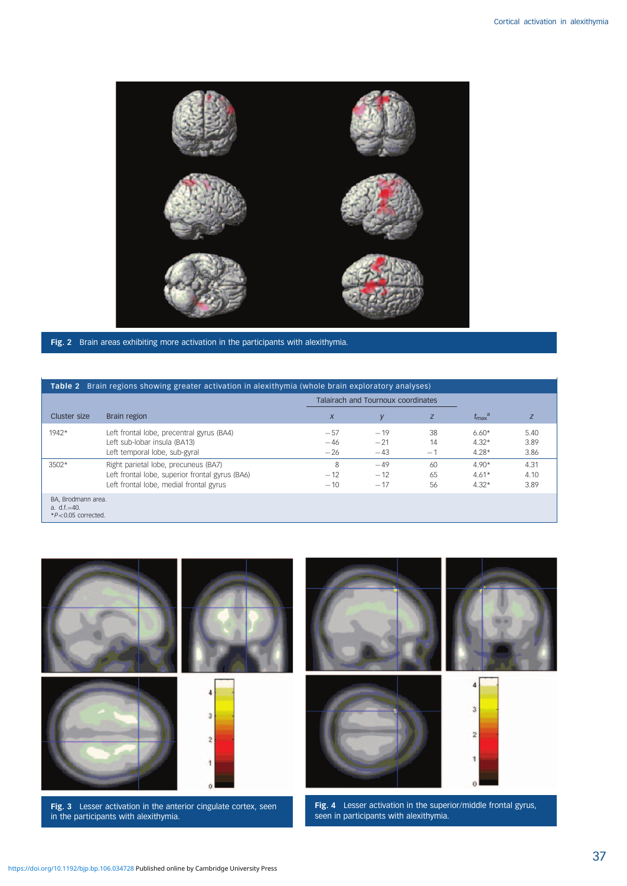Fig. 2 Brain areas exhibiting more activation in the participants with alexithymia.

**Table 2** Brain regions showing greater activation in alexithymia (whole brain exploratory analyses)

| Cluster size | Brain region | Talairach and Tournoux coordinates | | | | |
|---|---|---|---|---|---|---|
| | | $x$ | $y$ | $z$ | $t_{max}$[a] | $z$ |
| 1942* | Left frontal lobe, precentral gyrus (BA4) | −57 | −19 | 38 | 6.60* | 5.40 |
| | Left sub-lobar insula (BA13) | −46 | −21 | 14 | 4.32* | 3.89 |
| | Left temporal lobe, sub-gyral | −26 | −43 | −1 | 4.28* | 3.86 |
| 3502* | Right parietal lobe, precuneus (BA7) | 8 | −49 | 60 | 4.90* | 4.31 |
| | Left frontal lobe, superior frontal gyrus (BA6) | −12 | −12 | 65 | 4.61* | 4.10 |
| | Left frontal lobe, medial frontal gyrus | −10 | −17 | 56 | 4.32* | 3.89 |

BA, Brodmann area.
a. d.f.=40.
*$P<0.05$ corrected.

Fig. 3 Lesser activation in the anterior cingulate cortex, seen in the participants with alexithymia.

Fig. 4 Lesser activation in the superior/middle frontal gyrus, seen in participants with alexithymia.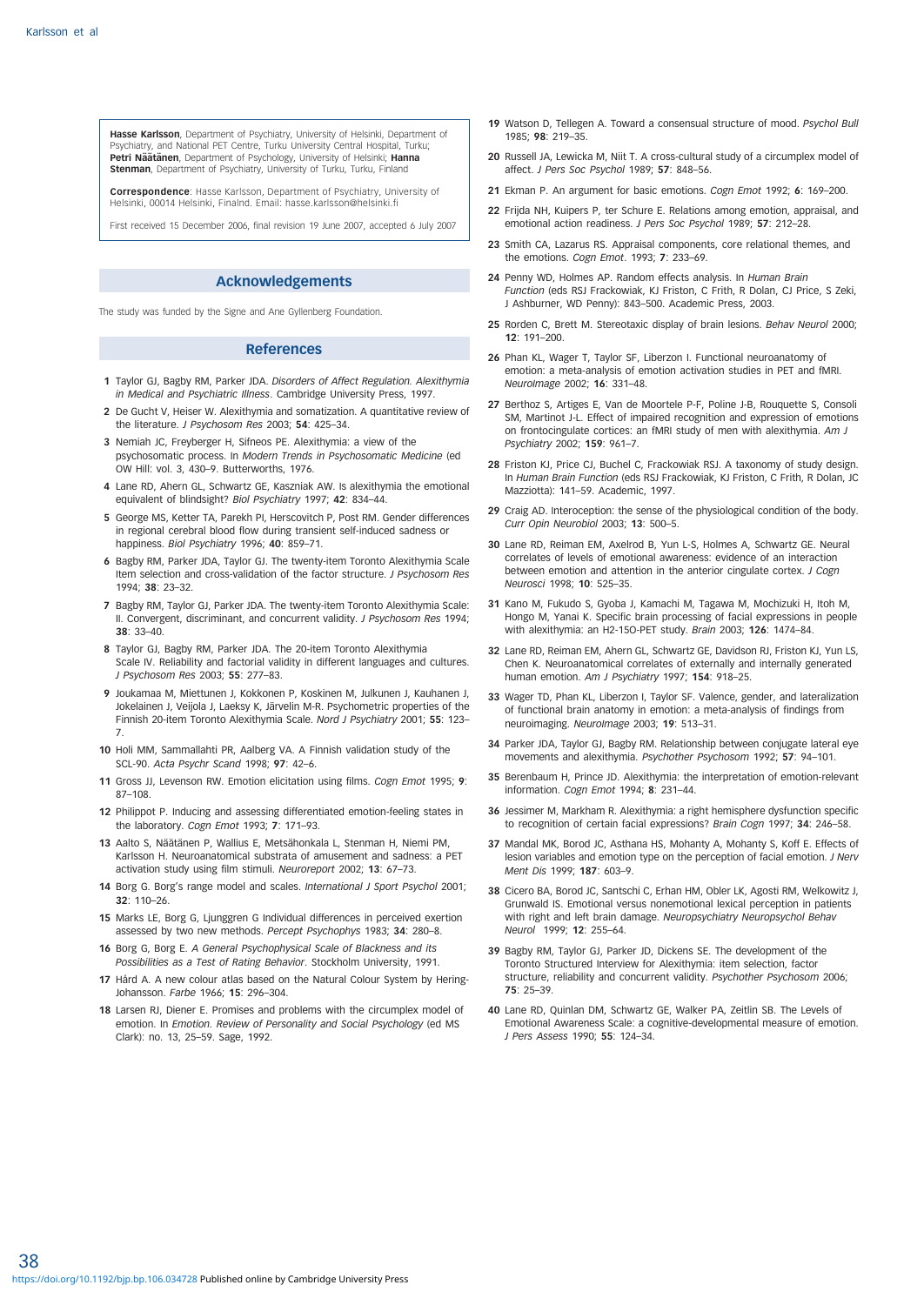**Hasse Karlsson**, Department of Psychiatry, University of Helsinki, Department of Psychiatry, and National PET Centre, Turku University Central Hospital, Turku; **Petri Näätänen**, Department of Psychology, University of Helsinki; **Hanna Stenman**, Department of Psychiatry, University of Turku, Turku, Finland

**Correspondence**: Hasse Karlsson, Department of Psychiatry, University of Helsinki, 00014 Helsinki, Finalnd. Email: hasse.karlsson@helsinki.fi

First received 15 December 2006, final revision 19 June 2007, accepted 6 July 2007

## Acknowledgements

The study was funded by the Signe and Ane Gyllenberg Foundation.

## References

1 Taylor GJ, Bagby RM, Parker JDA. *Disorders of Affect Regulation. Alexithymia in Medical and Psychiatric Illness*. Cambridge University Press, 1997.

2 De Gucht V, Heiser W. Alexithymia and somatization. A quantitative review of the literature. *J Psychosom Res* 2003; **54**: 425–34.

3 Nemiah JC, Freyberger H, Sifneos PE. Alexithymia: a view of the psychosomatic process. In *Modern Trends in Psychosomatic Medicine* (ed OW Hill: vol. 3, 430–9. Butterworths, 1976.

4 Lane RD, Ahern GL, Schwartz GE, Kaszniak AW. Is alexithymia the emotional equivalent of blindsight? *Biol Psychiatry* 1997; **42**: 834–44.

5 George MS, Ketter TA, Parekh PI, Herscovitch P, Post RM. Gender differences in regional cerebral blood flow during transient self-induced sadness or happiness. *Biol Psychiatry* 1996; **40**: 859–71.

6 Bagby RM, Parker JDA, Taylor GJ. The twenty-item Toronto Alexithymia Scale Item selection and cross-validation of the factor structure. *J Psychosom Res* 1994; **38**: 23–32.

7 Bagby RM, Taylor GJ, Parker JDA. The twenty-item Toronto Alexithymia Scale: II. Convergent, discriminant, and concurrent validity. *J Psychosom Res* 1994; **38**: 33–40.

8 Taylor GJ, Bagby RM, Parker JDA. The 20-item Toronto Alexithymia Scale IV. Reliability and factorial validity in different languages and cultures. *J Psychosom Res* 2003; **55**: 277–83.

9 Joukamaa M, Miettunen J, Kokkonen P, Koskinen M, Julkunen J, Kauhanen J, Jokelainen J, Veijola J, Laeksy K, Järvelin M-R. Psychometric properties of the Finnish 20-item Toronto Alexithymia Scale. *Nord J Psychiatry* 2001; **55**: 123–7.

10 Holi MM, Sammallahti PR, Aalberg VA. A Finnish validation study of the SCL-90. *Acta Psychr Scand* 1998; **97**: 42–6.

11 Gross JJ, Levenson RW. Emotion elicitation using films. *Cogn Emot* 1995; **9**: 87–108.

12 Philippot P. Inducing and assessing differentiated emotion-feeling states in the laboratory. *Cogn Emot* 1993; **7**: 171–93.

13 Aalto S, Näätänen P, Wallius E, Metsähonkala L, Stenman H, Niemi PM, Karlsson H. Neuroanatomical substrata of amusement and sadness: a PET activation study using film stimuli. *Neuroreport* 2002; **13**: 67–73.

14 Borg G. Borg's range model and scales. *International J Sport Psychol* 2001; **32**: 110–26.

15 Marks LE, Borg G, Ljunggren G Individual differences in perceived exertion assessed by two new methods. *Percept Psychophys* 1983; **34**: 280–8.

16 Borg G, Borg E. *A General Psychophysical Scale of Blackness and its Possibilities as a Test of Rating Behavior*. Stockholm University, 1991.

17 Hård A. A new colour atlas based on the Natural Colour System by Hering-Johansson. *Farbe* 1966; **15**: 296–304.

18 Larsen RJ, Diener E. Promises and problems with the circumplex model of emotion. In *Emotion. Review of Personality and Social Psychology* (ed MS Clark): no. 13, 25–59. Sage, 1992.

19 Watson D, Tellegen A. Toward a consensual structure of mood. *Psychol Bull* 1985; **98**: 219–35.

20 Russell JA, Lewicka M, Niit T. A cross-cultural study of a circumplex model of affect. *J Pers Soc Psychol* 1989; **57**: 848–56.

21 Ekman P. An argument for basic emotions. *Cogn Emot* 1992; **6**: 169–200.

22 Frijda NH, Kuipers P, ter Schure E. Relations among emotion, appraisal, and emotional action readiness. *J Pers Soc Psychol* 1989; **57**: 212–28.

23 Smith CA, Lazarus RS. Appraisal components, core relational themes, and the emotions. *Cogn Emot*. 1993; **7**: 233–69.

24 Penny WD, Holmes AP. Random effects analysis. In *Human Brain Function* (eds RSJ Frackowiak, KJ Friston, C Frith, R Dolan, CJ Price, S Zeki, J Ashburner, WD Penny): 843–500. Academic Press, 2003.

25 Rorden C, Brett M. Stereotaxic display of brain lesions. *Behav Neurol* 2000; **12**: 191–200.

26 Phan KL, Wager T, Taylor SF, Liberzon I. Functional neuroanatomy of emotion: a meta-analysis of emotion activation studies in PET and fMRI. *NeuroImage* 2002; **16**: 331–48.

27 Berthoz S, Artiges E, Van de Moortele P-F, Poline J-B, Rouquette S, Consoli SM, Martinot J-L. Effect of impaired recognition and expression of emotions on frontocingulate cortices: an fMRI study of men with alexithymia. *Am J Psychiatry* 2002; **159**: 961–7.

28 Friston KJ, Price CJ, Buchel C, Frackowiak RSJ. A taxonomy of study design. In *Human Brain Function* (eds RSJ Frackowiak, KJ Friston, C Frith, R Dolan, JC Mazziotta): 141–59. Academic, 1997.

29 Craig AD. Interoception: the sense of the physiological condition of the body. *Curr Opin Neurobiol* 2003; **13**: 500–5.

30 Lane RD, Reiman EM, Axelrod B, Yun L-S, Holmes A, Schwartz GE. Neural correlates of levels of emotional awareness: evidence of an interaction between emotion and attention in the anterior cingulate cortex. *J Cogn Neurosci* 1998; **10**: 525–35.

31 Kano M, Fukudo S, Gyoba J, Kamachi M, Tagawa M, Mochizuki H, Itoh M, Hongo M, Yanai K. Specific brain processing of facial expressions in people with alexithymia: an H2-15O-PET study. *Brain* 2003; **126**: 1474–84.

32 Lane RD, Reiman EM, Ahern GL, Schwartz GE, Davidson RJ, Friston KJ, Yun LS, Chen K. Neuroanatomical correlates of externally and internally generated human emotion. *Am J Psychiatry* 1997; **154**: 918–25.

33 Wager TD, Phan KL, Liberzon I, Taylor SF. Valence, gender, and lateralization of functional brain anatomy in emotion: a meta-analysis of findings from neuroimaging. *NeuroImage* 2003; **19**: 513–31.

34 Parker JDA, Taylor GJ, Bagby RM. Relationship between conjugate lateral eye movements and alexithymia. *Psychother Psychosom* 1992; **57**: 94–101.

35 Berenbaum H, Prince JD. Alexithymia: the interpretation of emotion-relevant information. *Cogn Emot* 1994; **8**: 231–44.

36 Jessimer M, Markham R. Alexithymia: a right hemisphere dysfunction specific to recognition of certain facial expressions? *Brain Cogn* 1997; **34**: 246–58.

37 Mandal MK, Borod JC, Asthana HS, Mohanty A, Mohanty S, Koff E. Effects of lesion variables and emotion type on the perception of facial emotion. *J Nerv Ment Dis* 1999; **187**: 603–9.

38 Cicero BA, Borod JC, Santschi C, Erhan HM, Obler LK, Agosti RM, Welkowitz J, Grunwald IS. Emotional versus nonemotional lexical perception in patients with right and left brain damage. *Neuropsychiatry Neuropsychol Behav Neurol* 1999; **12**: 255–64.

39 Bagby RM, Taylor GJ, Parker JD, Dickens SE. The development of the Toronto Structured Interview for Alexithymia: item selection, factor structure, reliability and concurrent validity. *Psychother Psychosom* 2006; **75**: 25–39.

40 Lane RD, Quinlan DM, Schwartz GE, Walker PA, Zeitlin SB. The Levels of Emotional Awareness Scale: a cognitive-developmental measure of emotion. *J Pers Assess* 1990; **55**: 124–34.